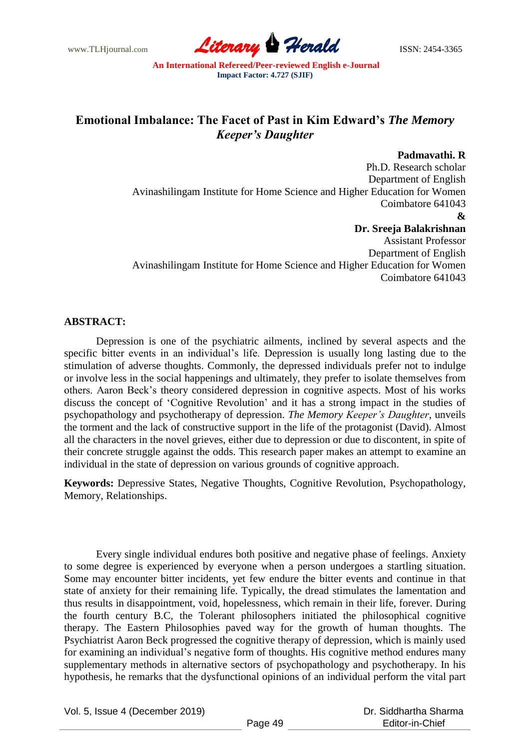# Emotional Imbalance: The Facet of Past in Kim Edward's *The Memory Keeper's Daughter*

**Padmavathi. R**
Ph.D. Research scholar
Department of English
Avinashilingam Institute for Home Science and Higher Education for Women
Coimbatore 641043
**&**
**Dr. Sreeja Balakrishnan**
Assistant Professor
Department of English
Avinashilingam Institute for Home Science and Higher Education for Women
Coimbatore 641043

## ABSTRACT:

Depression is one of the psychiatric ailments, inclined by several aspects and the specific bitter events in an individual's life. Depression is usually long lasting due to the stimulation of adverse thoughts. Commonly, the depressed individuals prefer not to indulge or involve less in the social happenings and ultimately, they prefer to isolate themselves from others. Aaron Beck's theory considered depression in cognitive aspects. Most of his works discuss the concept of 'Cognitive Revolution' and it has a strong impact in the studies of psychopathology and psychotherapy of depression. *The Memory Keeper's Daughter*, unveils the torment and the lack of constructive support in the life of the protagonist (David). Almost all the characters in the novel grieves, either due to depression or due to discontent, in spite of their concrete struggle against the odds. This research paper makes an attempt to examine an individual in the state of depression on various grounds of cognitive approach.

**Keywords:** Depressive States, Negative Thoughts, Cognitive Revolution, Psychopathology, Memory, Relationships.

Every single individual endures both positive and negative phase of feelings. Anxiety to some degree is experienced by everyone when a person undergoes a startling situation. Some may encounter bitter incidents, yet few endure the bitter events and continue in that state of anxiety for their remaining life. Typically, the dread stimulates the lamentation and thus results in disappointment, void, hopelessness, which remain in their life, forever. During the fourth century B.C, the Tolerant philosophers initiated the philosophical cognitive therapy. The Eastern Philosophies paved way for the growth of human thoughts. The Psychiatrist Aaron Beck progressed the cognitive therapy of depression, which is mainly used for examining an individual's negative form of thoughts. His cognitive method endures many supplementary methods in alternative sectors of psychopathology and psychotherapy. In his hypothesis, he remarks that the dysfunctional opinions of an individual perform the vital part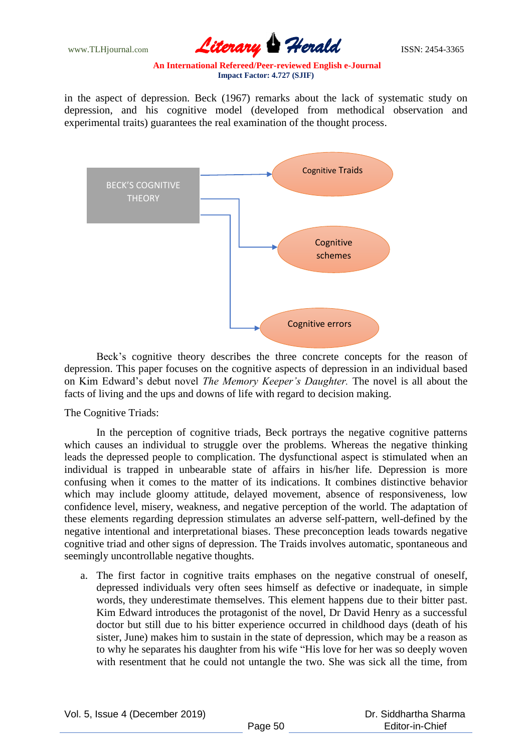in the aspect of depression. Beck (1967) remarks about the lack of systematic study on depression, and his cognitive model (developed from methodical observation and experimental traits) guarantees the real examination of the thought process.

BECK'S COGNITIVE THEORY → Cognitive Traids; Cognitive schemes; Cognitive errors

Beck's cognitive theory describes the three concrete concepts for the reason of depression. This paper focuses on the cognitive aspects of depression in an individual based on Kim Edward's debut novel *The Memory Keeper's Daughter.* The novel is all about the facts of living and the ups and downs of life with regard to decision making.

The Cognitive Triads:

In the perception of cognitive triads, Beck portrays the negative cognitive patterns which causes an individual to struggle over the problems. Whereas the negative thinking leads the depressed people to complication. The dysfunctional aspect is stimulated when an individual is trapped in unbearable state of affairs in his/her life. Depression is more confusing when it comes to the matter of its indications. It combines distinctive behavior which may include gloomy attitude, delayed movement, absence of responsiveness, low confidence level, misery, weakness, and negative perception of the world. The adaptation of these elements regarding depression stimulates an adverse self-pattern, well-defined by the negative intentional and interpretational biases. These preconception leads towards negative cognitive triad and other signs of depression. The Traids involves automatic, spontaneous and seemingly uncontrollable negative thoughts.

a. The first factor in cognitive traits emphases on the negative construal of oneself, depressed individuals very often sees himself as defective or inadequate, in simple words, they underestimate themselves. This element happens due to their bitter past. Kim Edward introduces the protagonist of the novel, Dr David Henry as a successful doctor but still due to his bitter experience occurred in childhood days (death of his sister, June) makes him to sustain in the state of depression, which may be a reason as to why he separates his daughter from his wife "His love for her was so deeply woven with resentment that he could not untangle the two. She was sick all the time, from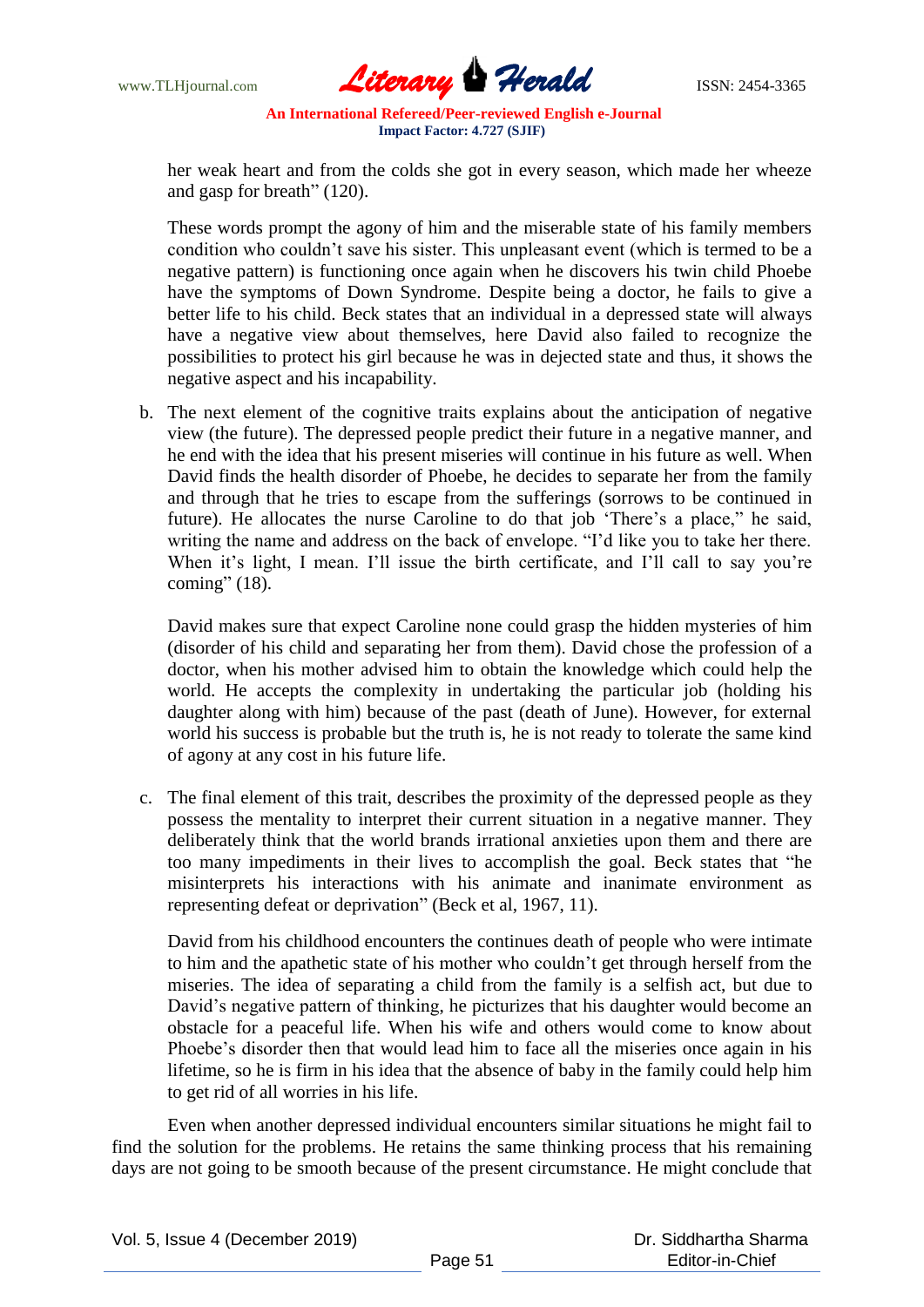her weak heart and from the colds she got in every season, which made her wheeze and gasp for breath" (120).

These words prompt the agony of him and the miserable state of his family members condition who couldn't save his sister. This unpleasant event (which is termed to be a negative pattern) is functioning once again when he discovers his twin child Phoebe have the symptoms of Down Syndrome. Despite being a doctor, he fails to give a better life to his child. Beck states that an individual in a depressed state will always have a negative view about themselves, here David also failed to recognize the possibilities to protect his girl because he was in dejected state and thus, it shows the negative aspect and his incapability.

b. The next element of the cognitive traits explains about the anticipation of negative view (the future). The depressed people predict their future in a negative manner, and he end with the idea that his present miseries will continue in his future as well. When David finds the health disorder of Phoebe, he decides to separate her from the family and through that he tries to escape from the sufferings (sorrows to be continued in future). He allocates the nurse Caroline to do that job 'There's a place," he said, writing the name and address on the back of envelope. "I'd like you to take her there. When it's light, I mean. I'll issue the birth certificate, and I'll call to say you're coming" (18).

   David makes sure that expect Caroline none could grasp the hidden mysteries of him (disorder of his child and separating her from them). David chose the profession of a doctor, when his mother advised him to obtain the knowledge which could help the world. He accepts the complexity in undertaking the particular job (holding his daughter along with him) because of the past (death of June). However, for external world his success is probable but the truth is, he is not ready to tolerate the same kind of agony at any cost in his future life.

c. The final element of this trait, describes the proximity of the depressed people as they possess the mentality to interpret their current situation in a negative manner. They deliberately think that the world brands irrational anxieties upon them and there are too many impediments in their lives to accomplish the goal. Beck states that "he misinterprets his interactions with his animate and inanimate environment as representing defeat or deprivation" (Beck et al, 1967, 11).

   David from his childhood encounters the continues death of people who were intimate to him and the apathetic state of his mother who couldn't get through herself from the miseries. The idea of separating a child from the family is a selfish act, but due to David's negative pattern of thinking, he picturizes that his daughter would become an obstacle for a peaceful life. When his wife and others would come to know about Phoebe's disorder then that would lead him to face all the miseries once again in his lifetime, so he is firm in his idea that the absence of baby in the family could help him to get rid of all worries in his life.

Even when another depressed individual encounters similar situations he might fail to find the solution for the problems. He retains the same thinking process that his remaining days are not going to be smooth because of the present circumstance. He might conclude that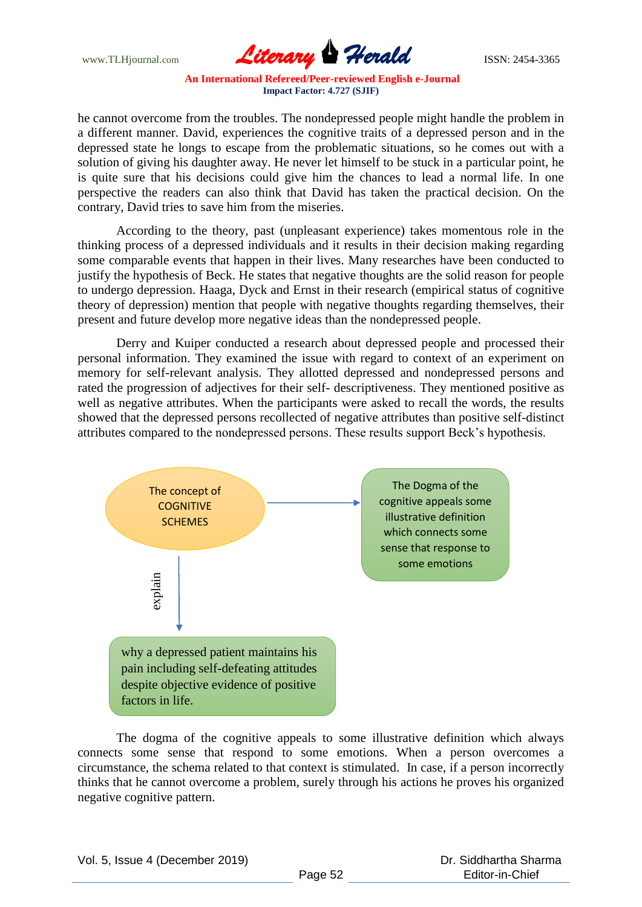he cannot overcome from the troubles. The nondepressed people might handle the problem in a different manner. David, experiences the cognitive traits of a depressed person and in the depressed state he longs to escape from the problematic situations, so he comes out with a solution of giving his daughter away. He never let himself to be stuck in a particular point, he is quite sure that his decisions could give him the chances to lead a normal life. In one perspective the readers can also think that David has taken the practical decision. On the contrary, David tries to save him from the miseries.

According to the theory, past (unpleasant experience) takes momentous role in the thinking process of a depressed individuals and it results in their decision making regarding some comparable events that happen in their lives. Many researches have been conducted to justify the hypothesis of Beck. He states that negative thoughts are the solid reason for people to undergo depression. Haaga, Dyck and Ernst in their research (empirical status of cognitive theory of depression) mention that people with negative thoughts regarding themselves, their present and future develop more negative ideas than the nondepressed people.

Derry and Kuiper conducted a research about depressed people and processed their personal information. They examined the issue with regard to context of an experiment on memory for self-relevant analysis. They allotted depressed and nondepressed persons and rated the progression of adjectives for their self- descriptiveness. They mentioned positive as well as negative attributes. When the participants were asked to recall the words, the results showed that the depressed persons recollected of negative attributes than positive self-distinct attributes compared to the nondepressed persons. These results support Beck's hypothesis.

The concept of COGNITIVE SCHEMES → The Dogma of the cognitive appeals some illustrative definition which connects some sense that response to some emotions

The concept of COGNITIVE SCHEMES — explain → why a depressed patient maintains his pain including self-defeating attitudes despite objective evidence of positive factors in life.

The dogma of the cognitive appeals to some illustrative definition which always connects some sense that respond to some emotions. When a person overcomes a circumstance, the schema related to that context is stimulated. In case, if a person incorrectly thinks that he cannot overcome a problem, surely through his actions he proves his organized negative cognitive pattern.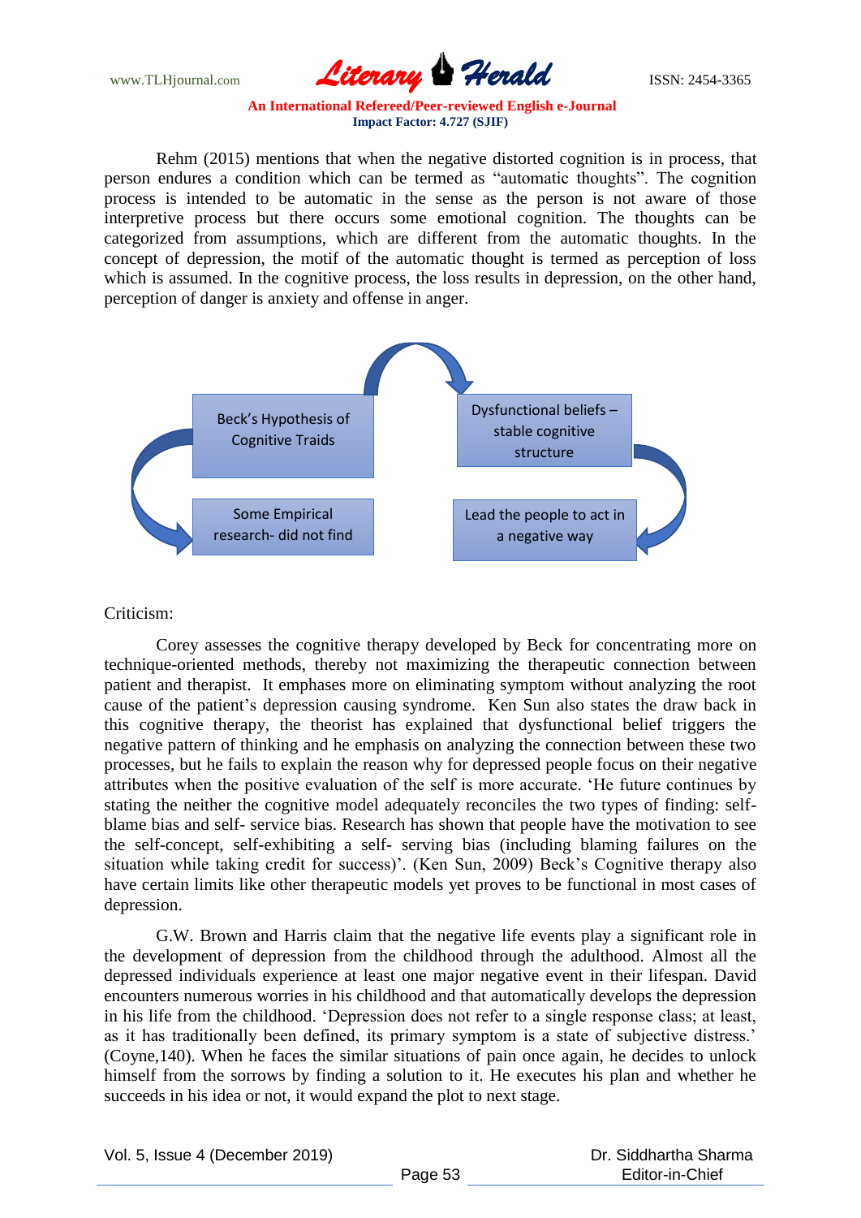Rehm (2015) mentions that when the negative distorted cognition is in process, that person endures a condition which can be termed as "automatic thoughts". The cognition process is intended to be automatic in the sense as the person is not aware of those interpretive process but there occurs some emotional cognition. The thoughts can be categorized from assumptions, which are different from the automatic thoughts. In the concept of depression, the motif of the automatic thought is termed as perception of loss which is assumed. In the cognitive process, the loss results in depression, on the other hand, perception of danger is anxiety and offense in anger.

Beck's Hypothesis of Cognitive Traids

Dysfunctional beliefs – stable cognitive structure

Some Empirical research- did not find

Lead the people to act in a negative way

Criticism:

Corey assesses the cognitive therapy developed by Beck for concentrating more on technique-oriented methods, thereby not maximizing the therapeutic connection between patient and therapist. It emphases more on eliminating symptom without analyzing the root cause of the patient's depression causing syndrome. Ken Sun also states the draw back in this cognitive therapy, the theorist has explained that dysfunctional belief triggers the negative pattern of thinking and he emphasis on analyzing the connection between these two processes, but he fails to explain the reason why for depressed people focus on their negative attributes when the positive evaluation of the self is more accurate. 'He future continues by stating the neither the cognitive model adequately reconciles the two types of finding: self-blame bias and self- service bias. Research has shown that people have the motivation to see the self-concept, self-exhibiting a self- serving bias (including blaming failures on the situation while taking credit for success)'. (Ken Sun, 2009) Beck's Cognitive therapy also have certain limits like other therapeutic models yet proves to be functional in most cases of depression.

G.W. Brown and Harris claim that the negative life events play a significant role in the development of depression from the childhood through the adulthood. Almost all the depressed individuals experience at least one major negative event in their lifespan. David encounters numerous worries in his childhood and that automatically develops the depression in his life from the childhood. 'Depression does not refer to a single response class; at least, as it has traditionally been defined, its primary symptom is a state of subjective distress.' (Coyne,140). When he faces the similar situations of pain once again, he decides to unlock himself from the sorrows by finding a solution to it. He executes his plan and whether he succeeds in his idea or not, it would expand the plot to next stage.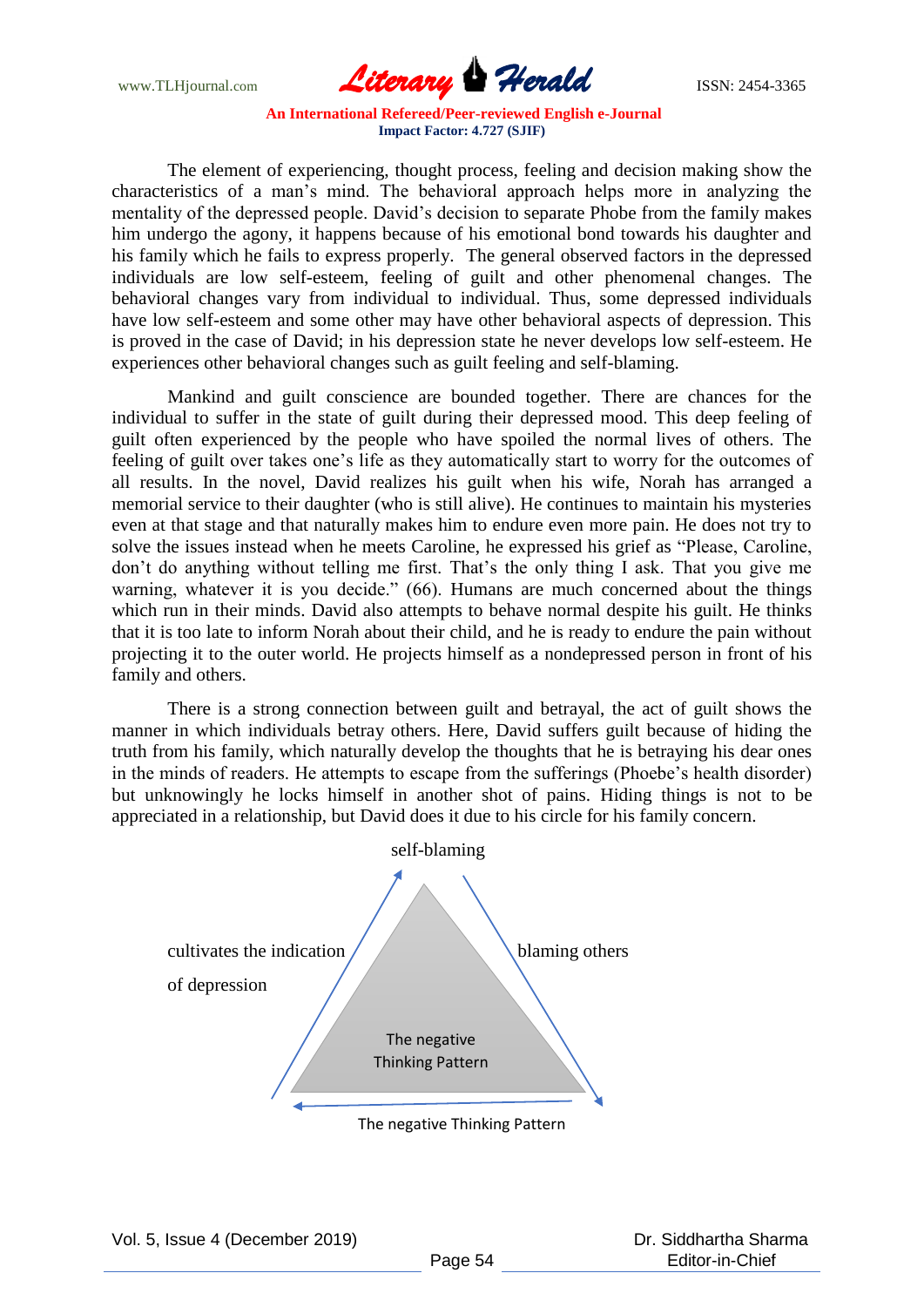The element of experiencing, thought process, feeling and decision making show the characteristics of a man's mind. The behavioral approach helps more in analyzing the mentality of the depressed people. David's decision to separate Phobe from the family makes him undergo the agony, it happens because of his emotional bond towards his daughter and his family which he fails to express properly. The general observed factors in the depressed individuals are low self-esteem, feeling of guilt and other phenomenal changes. The behavioral changes vary from individual to individual. Thus, some depressed individuals have low self-esteem and some other may have other behavioral aspects of depression. This is proved in the case of David; in his depression state he never develops low self-esteem. He experiences other behavioral changes such as guilt feeling and self-blaming.

Mankind and guilt conscience are bounded together. There are chances for the individual to suffer in the state of guilt during their depressed mood. This deep feeling of guilt often experienced by the people who have spoiled the normal lives of others. The feeling of guilt over takes one's life as they automatically start to worry for the outcomes of all results. In the novel, David realizes his guilt when his wife, Norah has arranged a memorial service to their daughter (who is still alive). He continues to maintain his mysteries even at that stage and that naturally makes him to endure even more pain. He does not try to solve the issues instead when he meets Caroline, he expressed his grief as "Please, Caroline, don't do anything without telling me first. That's the only thing I ask. That you give me warning, whatever it is you decide." (66). Humans are much concerned about the things which run in their minds. David also attempts to behave normal despite his guilt. He thinks that it is too late to inform Norah about their child, and he is ready to endure the pain without projecting it to the outer world. He projects himself as a nondepressed person in front of his family and others.

There is a strong connection between guilt and betrayal, the act of guilt shows the manner in which individuals betray others. Here, David suffers guilt because of hiding the truth from his family, which naturally develop the thoughts that he is betraying his dear ones in the minds of readers. He attempts to escape from the sufferings (Phoebe's health disorder) but unknowingly he locks himself in another shot of pains. Hiding things is not to be appreciated in a relationship, but David does it due to his circle for his family concern.

self-blaming

cultivates the indication of depression

blaming others

The negative Thinking Pattern

The negative Thinking Pattern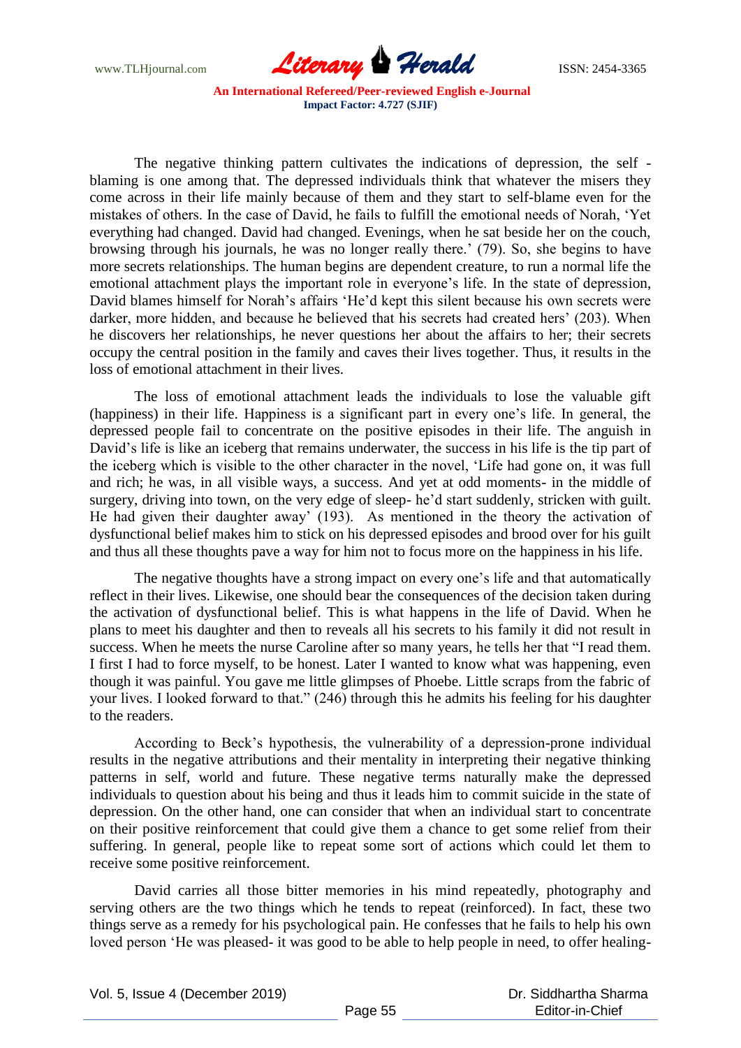The negative thinking pattern cultivates the indications of depression, the self -blaming is one among that. The depressed individuals think that whatever the misers they come across in their life mainly because of them and they start to self-blame even for the mistakes of others. In the case of David, he fails to fulfill the emotional needs of Norah, 'Yet everything had changed. David had changed. Evenings, when he sat beside her on the couch, browsing through his journals, he was no longer really there.' (79). So, she begins to have more secrets relationships. The human begins are dependent creature, to run a normal life the emotional attachment plays the important role in everyone's life. In the state of depression, David blames himself for Norah's affairs 'He'd kept this silent because his own secrets were darker, more hidden, and because he believed that his secrets had created hers' (203). When he discovers her relationships, he never questions her about the affairs to her; their secrets occupy the central position in the family and caves their lives together. Thus, it results in the loss of emotional attachment in their lives.

The loss of emotional attachment leads the individuals to lose the valuable gift (happiness) in their life. Happiness is a significant part in every one's life. In general, the depressed people fail to concentrate on the positive episodes in their life. The anguish in David's life is like an iceberg that remains underwater, the success in his life is the tip part of the iceberg which is visible to the other character in the novel, 'Life had gone on, it was full and rich; he was, in all visible ways, a success. And yet at odd moments- in the middle of surgery, driving into town, on the very edge of sleep- he'd start suddenly, stricken with guilt. He had given their daughter away' (193). As mentioned in the theory the activation of dysfunctional belief makes him to stick on his depressed episodes and brood over for his guilt and thus all these thoughts pave a way for him not to focus more on the happiness in his life.

The negative thoughts have a strong impact on every one's life and that automatically reflect in their lives. Likewise, one should bear the consequences of the decision taken during the activation of dysfunctional belief. This is what happens in the life of David. When he plans to meet his daughter and then to reveals all his secrets to his family it did not result in success. When he meets the nurse Caroline after so many years, he tells her that "I read them. I first I had to force myself, to be honest. Later I wanted to know what was happening, even though it was painful. You gave me little glimpses of Phoebe. Little scraps from the fabric of your lives. I looked forward to that." (246) through this he admits his feeling for his daughter to the readers.

According to Beck's hypothesis, the vulnerability of a depression-prone individual results in the negative attributions and their mentality in interpreting their negative thinking patterns in self, world and future. These negative terms naturally make the depressed individuals to question about his being and thus it leads him to commit suicide in the state of depression. On the other hand, one can consider that when an individual start to concentrate on their positive reinforcement that could give them a chance to get some relief from their suffering. In general, people like to repeat some sort of actions which could let them to receive some positive reinforcement.

David carries all those bitter memories in his mind repeatedly, photography and serving others are the two things which he tends to repeat (reinforced). In fact, these two things serve as a remedy for his psychological pain. He confesses that he fails to help his own loved person 'He was pleased- it was good to be able to help people in need, to offer healing-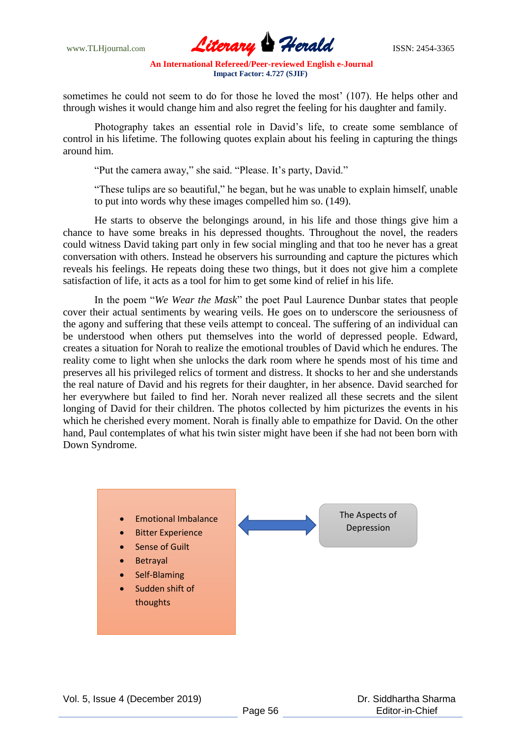sometimes he could not seem to do for those he loved the most' (107). He helps other and through wishes it would change him and also regret the feeling for his daughter and family.

Photography takes an essential role in David's life, to create some semblance of control in his lifetime. The following quotes explain about his feeling in capturing the things around him.

> "Put the camera away," she said. "Please. It's party, David."
>
> "These tulips are so beautiful," he began, but he was unable to explain himself, unable to put into words why these images compelled him so. (149).

He starts to observe the belongings around, in his life and those things give him a chance to have some breaks in his depressed thoughts. Throughout the novel, the readers could witness David taking part only in few social mingling and that too he never has a great conversation with others. Instead he observers his surrounding and capture the pictures which reveals his feelings. He repeats doing these two things, but it does not give him a complete satisfaction of life, it acts as a tool for him to get some kind of relief in his life.

In the poem "*We Wear the Mask*" the poet Paul Laurence Dunbar states that people cover their actual sentiments by wearing veils. He goes on to underscore the seriousness of the agony and suffering that these veils attempt to conceal. The suffering of an individual can be understood when others put themselves into the world of depressed people. Edward, creates a situation for Norah to realize the emotional troubles of David which he endures. The reality come to light when she unlocks the dark room where he spends most of his time and preserves all his privileged relics of torment and distress. It shocks to her and she understands the real nature of David and his regrets for their daughter, in her absence. David searched for her everywhere but failed to find her. Norah never realized all these secrets and the silent longing of David for their children. The photos collected by him picturizes the events in his which he cherished every moment. Norah is finally able to empathize for David. On the other hand, Paul contemplates of what his twin sister might have been if she had not been born with Down Syndrome.

- Emotional Imbalance
- Bitter Experience
- Sense of Guilt
- Betrayal
- Self-Blaming
- Sudden shift of thoughts

↔ The Aspects of Depression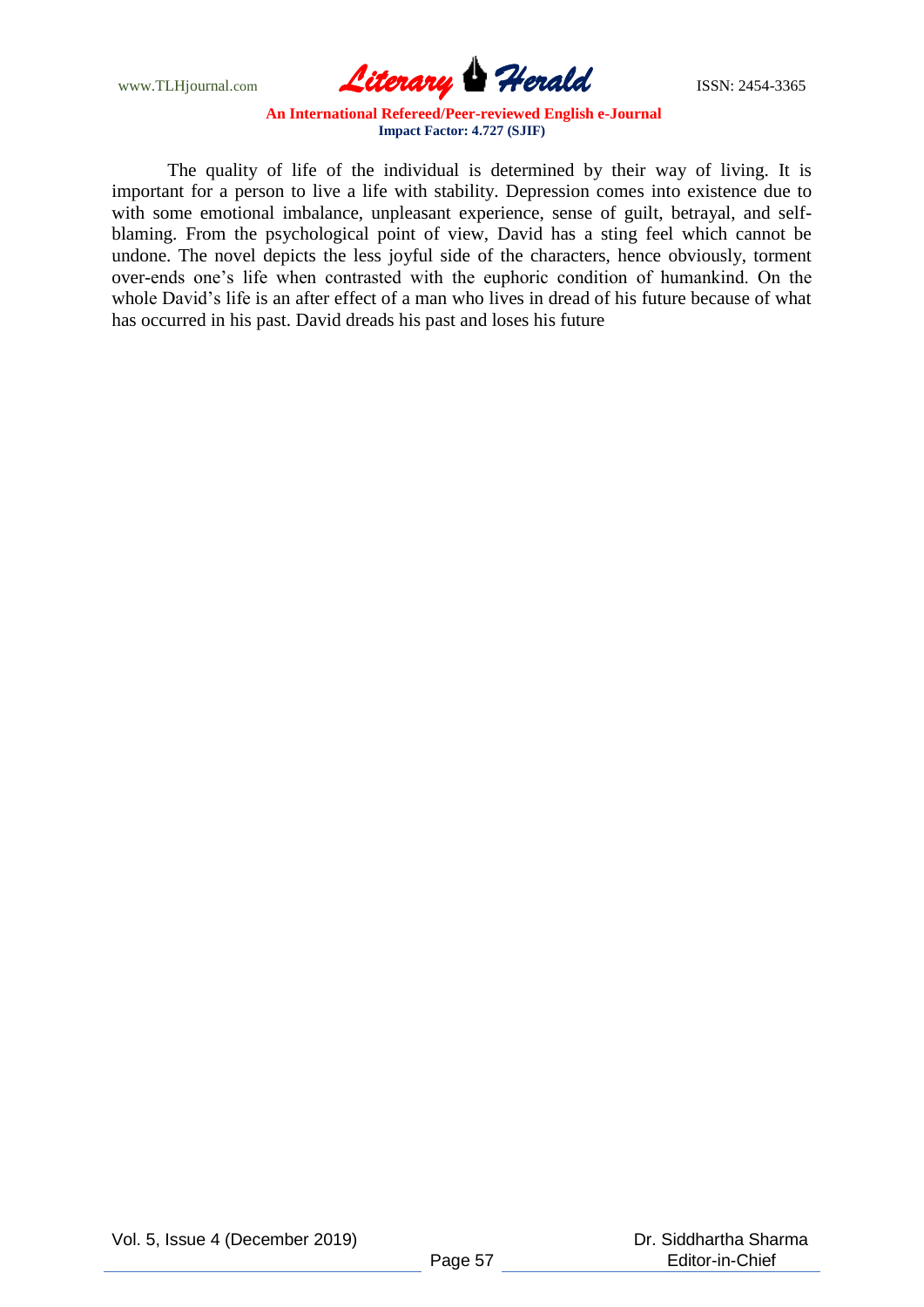The quality of life of the individual is determined by their way of living. It is important for a person to live a life with stability. Depression comes into existence due to with some emotional imbalance, unpleasant experience, sense of guilt, betrayal, and self-blaming. From the psychological point of view, David has a sting feel which cannot be undone. The novel depicts the less joyful side of the characters, hence obviously, torment over-ends one's life when contrasted with the euphoric condition of humankind. On the whole David's life is an after effect of a man who lives in dread of his future because of what has occurred in his past. David dreads his past and loses his future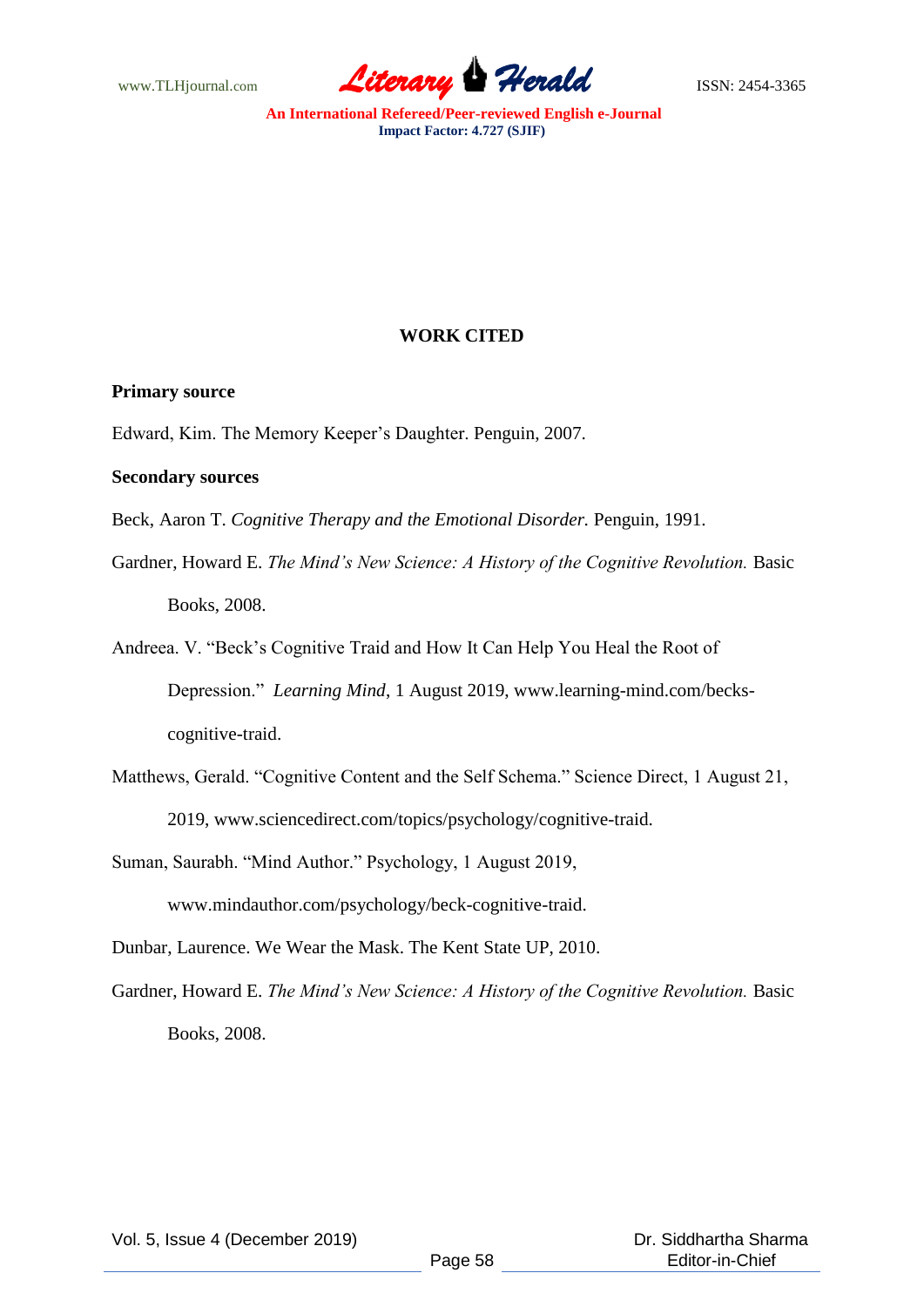## WORK CITED

**Primary source**

Edward, Kim. The Memory Keeper's Daughter. Penguin, 2007.

**Secondary sources**

Beck, Aaron T. *Cognitive Therapy and the Emotional Disorder.* Penguin, 1991.

Gardner, Howard E. *The Mind's New Science: A History of the Cognitive Revolution.* Basic Books, 2008.

Andreea. V. "Beck's Cognitive Traid and How It Can Help You Heal the Root of Depression." *Learning Mind*, 1 August 2019, www.learning-mind.com/becks-cognitive-traid.

Matthews, Gerald. "Cognitive Content and the Self Schema." Science Direct, 1 August 21, 2019, www.sciencedirect.com/topics/psychology/cognitive-traid.

Suman, Saurabh. "Mind Author." Psychology, 1 August 2019, www.mindauthor.com/psychology/beck-cognitive-traid.

Dunbar, Laurence. We Wear the Mask. The Kent State UP, 2010.

Gardner, Howard E. *The Mind's New Science: A History of the Cognitive Revolution.* Basic Books, 2008.